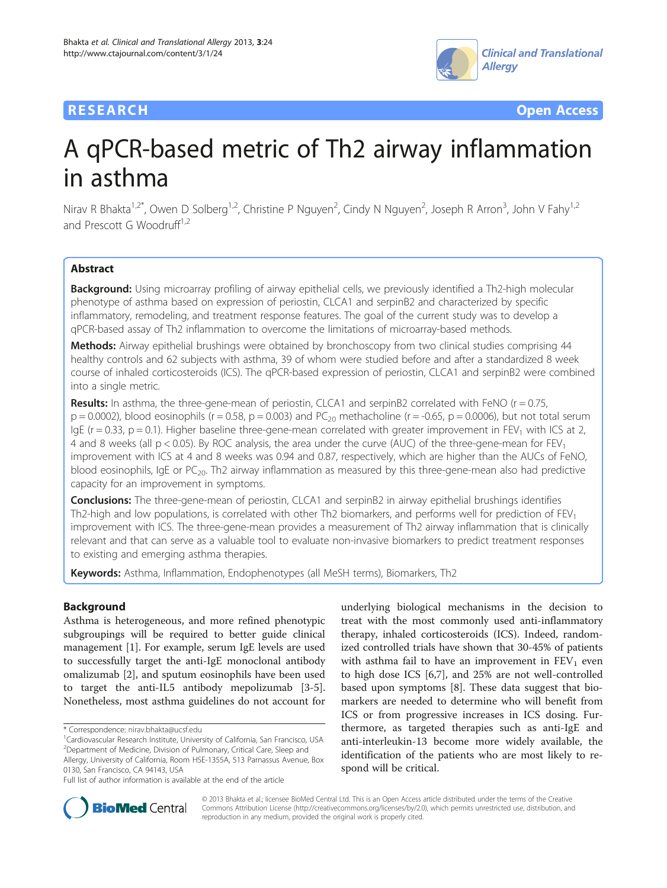RESEARCH Open Access

# A qPCR-based metric of Th2 airway inflammation in asthma

Nirav R Bhakta[1,2*], Owen D Solberg[1,2], Christine P Nguyen[2], Cindy N Nguyen[2], Joseph R Arron[3], John V Fahy[1,2] and Prescott G Woodruff[1,2]

## Abstract

**Background:** Using microarray profiling of airway epithelial cells, we previously identified a Th2-high molecular phenotype of asthma based on expression of periostin, CLCA1 and serpinB2 and characterized by specific inflammatory, remodeling, and treatment response features. The goal of the current study was to develop a qPCR-based assay of Th2 inflammation to overcome the limitations of microarray-based methods.

**Methods:** Airway epithelial brushings were obtained by bronchoscopy from two clinical studies comprising 44 healthy controls and 62 subjects with asthma, 39 of whom were studied before and after a standardized 8 week course of inhaled corticosteroids (ICS). The qPCR-based expression of periostin, CLCA1 and serpinB2 were combined into a single metric.

**Results:** In asthma, the three-gene-mean of periostin, CLCA1 and serpinB2 correlated with FeNO ($r = 0.75$, $p = 0.0002$), blood eosinophils ($r = 0.58$, $p = 0.003$) and $PC_{20}$ methacholine ($r = -0.65$, $p = 0.0006$), but not total serum IgE ($r = 0.33$, $p = 0.1$). Higher baseline three-gene-mean correlated with greater improvement in $FEV_1$ with ICS at 2, 4 and 8 weeks (all $p < 0.05$). By ROC analysis, the area under the curve (AUC) of the three-gene-mean for $FEV_1$ improvement with ICS at 4 and 8 weeks was 0.94 and 0.87, respectively, which are higher than the AUCs of FeNO, blood eosinophils, IgE or $PC_{20}$. Th2 airway inflammation as measured by this three-gene-mean also had predictive capacity for an improvement in symptoms.

**Conclusions:** The three-gene-mean of periostin, CLCA1 and serpinB2 in airway epithelial brushings identifies Th2-high and low populations, is correlated with other Th2 biomarkers, and performs well for prediction of $FEV_1$ improvement with ICS. The three-gene-mean provides a measurement of Th2 airway inflammation that is clinically relevant and that can serve as a valuable tool to evaluate non-invasive biomarkers to predict treatment responses to existing and emerging asthma therapies.

**Keywords:** Asthma, Inflammation, Endophenotypes (all MeSH terms), Biomarkers, Th2

## Background

Asthma is heterogeneous, and more refined phenotypic subgroupings will be required to better guide clinical management [1]. For example, serum IgE levels are used to successfully target the anti-IgE monoclonal antibody omalizumab [2], and sputum eosinophils have been used to target the anti-IL5 antibody mepolizumab [3-5]. Nonetheless, most asthma guidelines do not account for underlying biological mechanisms in the decision to treat with the most commonly used anti-inflammatory therapy, inhaled corticosteroids (ICS). Indeed, randomized controlled trials have shown that 30-45% of patients with asthma fail to have an improvement in $FEV_1$ even to high dose ICS [6,7], and 25% are not well-controlled based upon symptoms [8]. These data suggest that biomarkers are needed to determine who will benefit from ICS or from progressive increases in ICS dosing. Furthermore, as targeted therapies such as anti-IgE and anti-interleukin-13 become more widely available, the identification of the patients who are most likely to respond will be critical.

\* Correspondence: nirav.bhakta@ucsf.edu
[1]Cardiovascular Research Institute, University of California, San Francisco, USA
[2]Department of Medicine, Division of Pulmonary, Critical Care, Sleep and Allergy, University of California, Room HSE-1355A, 513 Parnassus Avenue, Box 0130, San Francisco, CA 94143, USA
Full list of author information is available at the end of the article

© 2013 Bhakta et al.; licensee BioMed Central Ltd. This is an Open Access article distributed under the terms of the Creative Commons Attribution License (http://creativecommons.org/licenses/by/2.0), which permits unrestricted use, distribution, and reproduction in any medium, provided the original work is properly cited.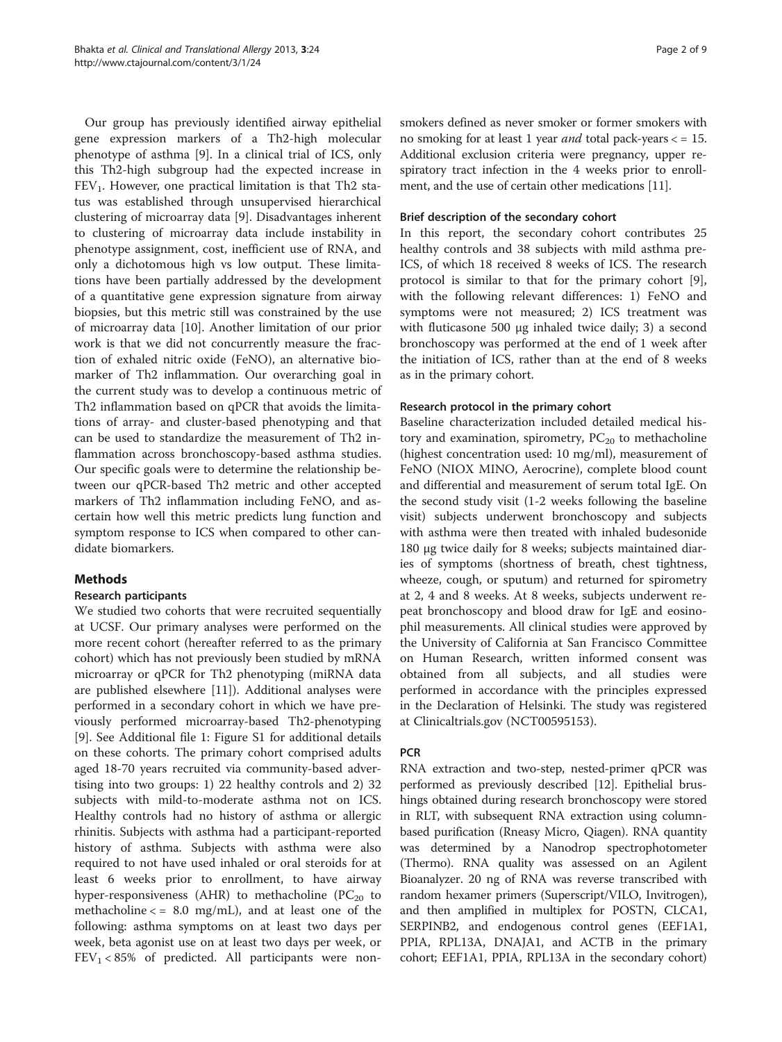Our group has previously identified airway epithelial gene expression markers of a Th2-high molecular phenotype of asthma [9]. In a clinical trial of ICS, only this Th2-high subgroup had the expected increase in $FEV_1$. However, one practical limitation is that Th2 status was established through unsupervised hierarchical clustering of microarray data [9]. Disadvantages inherent to clustering of microarray data include instability in phenotype assignment, cost, inefficient use of RNA, and only a dichotomous high vs low output. These limitations have been partially addressed by the development of a quantitative gene expression signature from airway biopsies, but this metric still was constrained by the use of microarray data [10]. Another limitation of our prior work is that we did not concurrently measure the fraction of exhaled nitric oxide (FeNO), an alternative biomarker of Th2 inflammation. Our overarching goal in the current study was to develop a continuous metric of Th2 inflammation based on qPCR that avoids the limitations of array- and cluster-based phenotyping and that can be used to standardize the measurement of Th2 inflammation across bronchoscopy-based asthma studies. Our specific goals were to determine the relationship between our qPCR-based Th2 metric and other accepted markers of Th2 inflammation including FeNO, and ascertain how well this metric predicts lung function and symptom response to ICS when compared to other candidate biomarkers.

## Methods

### Research participants

We studied two cohorts that were recruited sequentially at UCSF. Our primary analyses were performed on the more recent cohort (hereafter referred to as the primary cohort) which has not previously been studied by mRNA microarray or qPCR for Th2 phenotyping (miRNA data are published elsewhere [11]). Additional analyses were performed in a secondary cohort in which we have previously performed microarray-based Th2-phenotyping [9]. See Additional file 1: Figure S1 for additional details on these cohorts. The primary cohort comprised adults aged 18-70 years recruited via community-based advertising into two groups: 1) 22 healthy controls and 2) 32 subjects with mild-to-moderate asthma not on ICS. Healthy controls had no history of asthma or allergic rhinitis. Subjects with asthma had a participant-reported history of asthma. Subjects with asthma were also required to not have used inhaled or oral steroids for at least 6 weeks prior to enrollment, to have airway hyper-responsiveness (AHR) to methacholine ($PC_{20}$ to methacholine < = 8.0 mg/mL), and at least one of the following: asthma symptoms on at least two days per week, beta agonist use on at least two days per week, or $FEV_1$ < 85% of predicted. All participants were non-smokers defined as never smoker or former smokers with no smoking for at least 1 year *and* total pack-years < = 15. Additional exclusion criteria were pregnancy, upper respiratory tract infection in the 4 weeks prior to enrollment, and the use of certain other medications [11].

### Brief description of the secondary cohort

In this report, the secondary cohort contributes 25 healthy controls and 38 subjects with mild asthma pre-ICS, of which 18 received 8 weeks of ICS. The research protocol is similar to that for the primary cohort [9], with the following relevant differences: 1) FeNO and symptoms were not measured; 2) ICS treatment was with fluticasone 500 μg inhaled twice daily; 3) a second bronchoscopy was performed at the end of 1 week after the initiation of ICS, rather than at the end of 8 weeks as in the primary cohort.

### Research protocol in the primary cohort

Baseline characterization included detailed medical history and examination, spirometry, $PC_{20}$ to methacholine (highest concentration used: 10 mg/ml), measurement of FeNO (NIOX MINO, Aerocrine), complete blood count and differential and measurement of serum total IgE. On the second study visit (1-2 weeks following the baseline visit) subjects underwent bronchoscopy and subjects with asthma were then treated with inhaled budesonide 180 μg twice daily for 8 weeks; subjects maintained diaries of symptoms (shortness of breath, chest tightness, wheeze, cough, or sputum) and returned for spirometry at 2, 4 and 8 weeks. At 8 weeks, subjects underwent repeat bronchoscopy and blood draw for IgE and eosinophil measurements. All clinical studies were approved by the University of California at San Francisco Committee on Human Research, written informed consent was obtained from all subjects, and all studies were performed in accordance with the principles expressed in the Declaration of Helsinki. The study was registered at Clinicaltrials.gov (NCT00595153).

### PCR

RNA extraction and two-step, nested-primer qPCR was performed as previously described [12]. Epithelial brushings obtained during research bronchoscopy were stored in RLT, with subsequent RNA extraction using column-based purification (Rneasy Micro, Qiagen). RNA quantity was determined by a Nanodrop spectrophotometer (Thermo). RNA quality was assessed on an Agilent Bioanalyzer. 20 ng of RNA was reverse transcribed with random hexamer primers (Superscript/VILO, Invitrogen), and then amplified in multiplex for POSTN, CLCA1, SERPINB2, and endogenous control genes (EEF1A1, PPIA, RPL13A, DNAJA1, and ACTB in the primary cohort; EEF1A1, PPIA, RPL13A in the secondary cohort)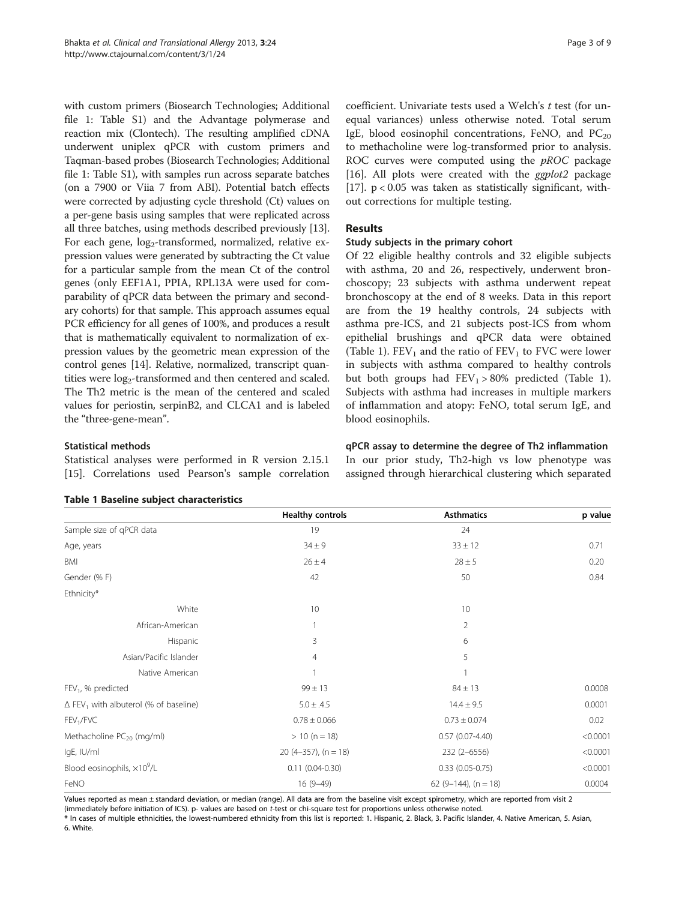with custom primers (Biosearch Technologies; Additional file 1: Table S1) and the Advantage polymerase and reaction mix (Clontech). The resulting amplified cDNA underwent uniplex qPCR with custom primers and Taqman-based probes (Biosearch Technologies; Additional file 1: Table S1), with samples run across separate batches (on a 7900 or Viia 7 from ABI). Potential batch effects were corrected by adjusting cycle threshold (Ct) values on a per-gene basis using samples that were replicated across all three batches, using methods described previously [13]. For each gene, $log_2$-transformed, normalized, relative expression values were generated by subtracting the Ct value for a particular sample from the mean Ct of the control genes (only EEF1A1, PPIA, RPL13A were used for comparability of qPCR data between the primary and secondary cohorts) for that sample. This approach assumes equal PCR efficiency for all genes of 100%, and produces a result that is mathematically equivalent to normalization of expression values by the geometric mean expression of the control genes [14]. Relative, normalized, transcript quantities were $log_2$-transformed and then centered and scaled. The Th2 metric is the mean of the centered and scaled values for periostin, serpinB2, and CLCA1 and is labeled the "three-gene-mean".

### Statistical methods

Statistical analyses were performed in R version 2.15.1 [15]. Correlations used Pearson's sample correlation coefficient. Univariate tests used a Welch's *t* test (for unequal variances) unless otherwise noted. Total serum IgE, blood eosinophil concentrations, FeNO, and $PC_{20}$ to methacholine were log-transformed prior to analysis. ROC curves were computed using the *pROC* package [16]. All plots were created with the *ggplot2* package [17]. $p < 0.05$ was taken as statistically significant, without corrections for multiple testing.

## Results

### Study subjects in the primary cohort

Of 22 eligible healthy controls and 32 eligible subjects with asthma, 20 and 26, respectively, underwent bronchoscopy; 23 subjects with asthma underwent repeat bronchoscopy at the end of 8 weeks. Data in this report are from the 19 healthy controls, 24 subjects with asthma pre-ICS, and 21 subjects post-ICS from whom epithelial brushings and qPCR data were obtained (Table 1). $FEV_1$ and the ratio of $FEV_1$ to FVC were lower in subjects with asthma compared to healthy controls but both groups had $FEV_1 > 80\%$ predicted (Table 1). Subjects with asthma had increases in multiple markers of inflammation and atopy: FeNO, total serum IgE, and blood eosinophils.

### qPCR assay to determine the degree of Th2 inflammation

In our prior study, Th2-high vs low phenotype was assigned through hierarchical clustering which separated

**Table 1 Baseline subject characteristics**

| | Healthy controls | Asthmatics | p value |
|---|---|---|---|
| Sample size of qPCR data | 19 | 24 | |
| Age, years | 34 ± 9 | 33 ± 12 | 0.71 |
| BMI | 26 ± 4 | 28 ± 5 | 0.20 |
| Gender (% F) | 42 | 50 | 0.84 |
| Ethnicity* | | | |
| White | 10 | 10 | |
| African-American | 1 | 2 | |
| Hispanic | 3 | 6 | |
| Asian/Pacific Islander | 4 | 5 | |
| Native American | 1 | 1 | |
| $FEV_1$, % predicted | 99 ± 13 | 84 ± 13 | 0.0008 |
| Δ $FEV_1$ with albuterol (% of baseline) | 5.0 ± .4.5 | 14.4 ± 9.5 | 0.0001 |
| $FEV_1$/FVC | 0.78 ± 0.066 | 0.73 ± 0.074 | 0.02 |
| Methacholine $PC_{20}$ (mg/ml) | > 10 (n = 18) | 0.57 (0.07-4.40) | <0.0001 |
| IgE, IU/ml | 20 (4–357), (n = 18) | 232 (2–6556) | <0.0001 |
| Blood eosinophils, $\times 10^9$/L | 0.11 (0.04-0.30) | 0.33 (0.05-0.75) | <0.0001 |
| FeNO | 16 (9–49) | 62 (9–144), (n = 18) | 0.0004 |

Values reported as mean ± standard deviation, or median (range). All data are from the baseline visit except spirometry, which are reported from visit 2 (immediately before initiation of ICS). p- values are based on t-test or chi-square test for proportions unless otherwise noted.

\* In cases of multiple ethnicities, the lowest-numbered ethnicity from this list is reported: 1. Hispanic, 2. Black, 3. Pacific Islander, 4. Native American, 5. Asian, 6. White.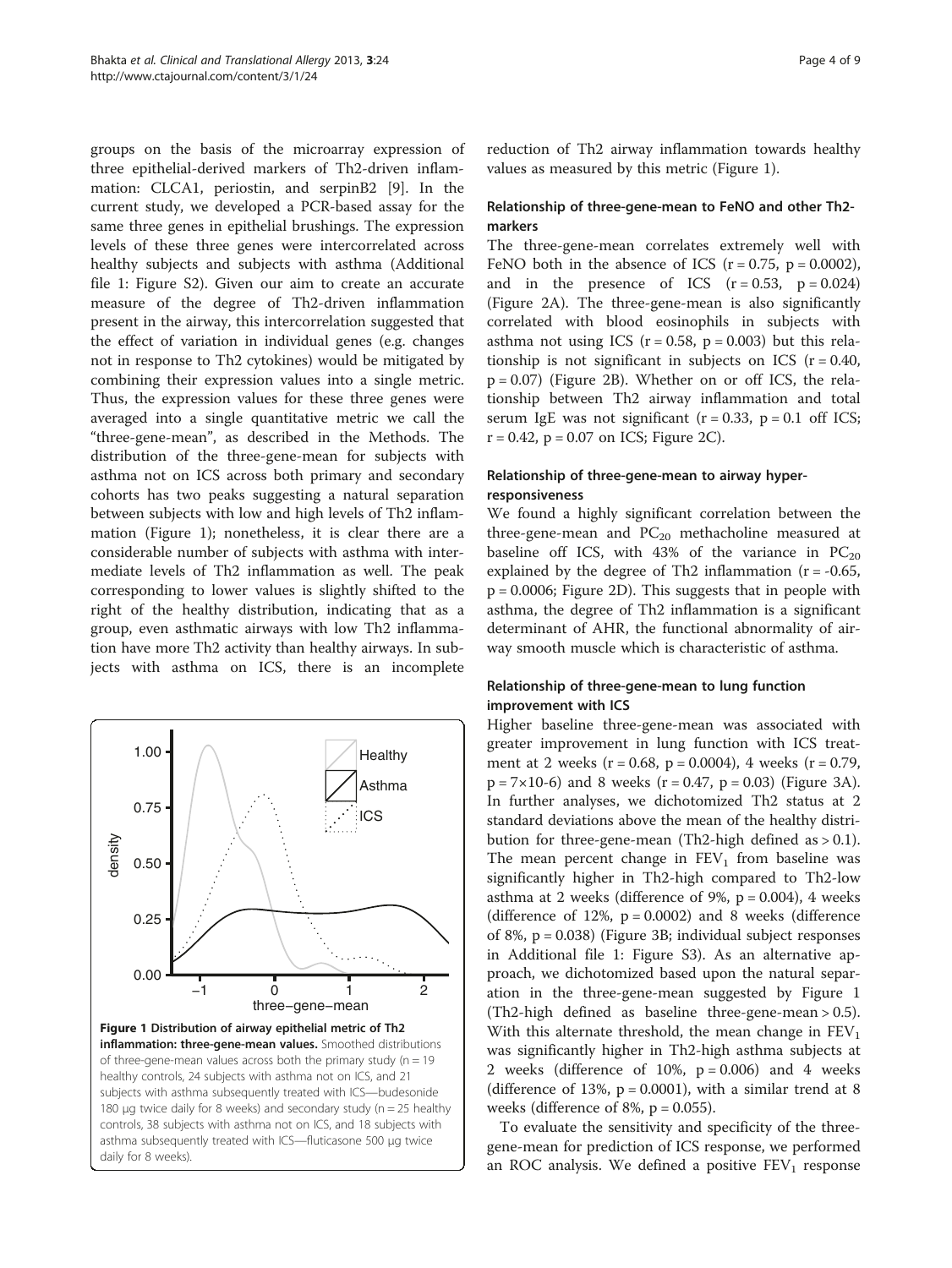groups on the basis of the microarray expression of three epithelial-derived markers of Th2-driven inflammation: CLCA1, periostin, and serpinB2 [9]. In the current study, we developed a PCR-based assay for the same three genes in epithelial brushings. The expression levels of these three genes were intercorrelated across healthy subjects and subjects with asthma (Additional file 1: Figure S2). Given our aim to create an accurate measure of the degree of Th2-driven inflammation present in the airway, this intercorrelation suggested that the effect of variation in individual genes (e.g. changes not in response to Th2 cytokines) would be mitigated by combining their expression values into a single metric. Thus, the expression values for these three genes were averaged into a single quantitative metric we call the "three-gene-mean", as described in the Methods. The distribution of the three-gene-mean for subjects with asthma not on ICS across both primary and secondary cohorts has two peaks suggesting a natural separation between subjects with low and high levels of Th2 inflammation (Figure 1); nonetheless, it is clear there are a considerable number of subjects with asthma with intermediate levels of Th2 inflammation as well. The peak corresponding to lower values is slightly shifted to the right of the healthy distribution, indicating that as a group, even asthmatic airways with low Th2 inflammation have more Th2 activity than healthy airways. In subjects with asthma on ICS, there is an incomplete reduction of Th2 airway inflammation towards healthy values as measured by this metric (Figure 1).

**Figure 1 Distribution of airway epithelial metric of Th2 inflammation: three-gene-mean values.** Smoothed distributions of three-gene-mean values across both the primary study (n = 19 healthy controls, 24 subjects with asthma not on ICS, and 21 subjects with asthma subsequently treated with ICS—budesonide 180 μg twice daily for 8 weeks) and secondary study (n = 25 healthy controls, 38 subjects with asthma not on ICS, and 18 subjects with asthma subsequently treated with ICS—fluticasone 500 μg twice daily for 8 weeks).

### Relationship of three-gene-mean to FeNO and other Th2-markers

The three-gene-mean correlates extremely well with FeNO both in the absence of ICS ($r = 0.75$, $p = 0.0002$), and in the presence of ICS ($r = 0.53$, $p = 0.024$) (Figure 2A). The three-gene-mean is also significantly correlated with blood eosinophils in subjects with asthma not using ICS ($r = 0.58$, $p = 0.003$) but this relationship is not significant in subjects on ICS ($r = 0.40$, $p = 0.07$) (Figure 2B). Whether on or off ICS, the relationship between Th2 airway inflammation and total serum IgE was not significant ($r = 0.33$, $p = 0.1$ off ICS; $r = 0.42$, $p = 0.07$ on ICS; Figure 2C).

### Relationship of three-gene-mean to airway hyper-responsiveness

We found a highly significant correlation between the three-gene-mean and $PC_{20}$ methacholine measured at baseline off ICS, with 43% of the variance in $PC_{20}$ explained by the degree of Th2 inflammation ($r = -0.65$, $p = 0.0006$; Figure 2D). This suggests that in people with asthma, the degree of Th2 inflammation is a significant determinant of AHR, the functional abnormality of airway smooth muscle which is characteristic of asthma.

### Relationship of three-gene-mean to lung function improvement with ICS

Higher baseline three-gene-mean was associated with greater improvement in lung function with ICS treatment at 2 weeks ($r = 0.68$, $p = 0.0004$), 4 weeks ($r = 0.79$, $p = 7\times10\text{-}6$) and 8 weeks ($r = 0.47$, $p = 0.03$) (Figure 3A). In further analyses, we dichotomized Th2 status at 2 standard deviations above the mean of the healthy distribution for three-gene-mean (Th2-high defined as > 0.1). The mean percent change in $FEV_1$ from baseline was significantly higher in Th2-high compared to Th2-low asthma at 2 weeks (difference of 9%, $p = 0.004$), 4 weeks (difference of 12%, $p = 0.0002$) and 8 weeks (difference of 8%, $p = 0.038$) (Figure 3B; individual subject responses in Additional file 1: Figure S3). As an alternative approach, we dichotomized based upon the natural separation in the three-gene-mean suggested by Figure 1 (Th2-high defined as baseline three-gene-mean > 0.5). With this alternate threshold, the mean change in $FEV_1$ was significantly higher in Th2-high asthma subjects at 2 weeks (difference of 10%, $p = 0.006$) and 4 weeks (difference of 13%, $p = 0.0001$), with a similar trend at 8 weeks (difference of 8%, $p = 0.055$).

To evaluate the sensitivity and specificity of the three-gene-mean for prediction of ICS response, we performed an ROC analysis. We defined a positive $FEV_1$ response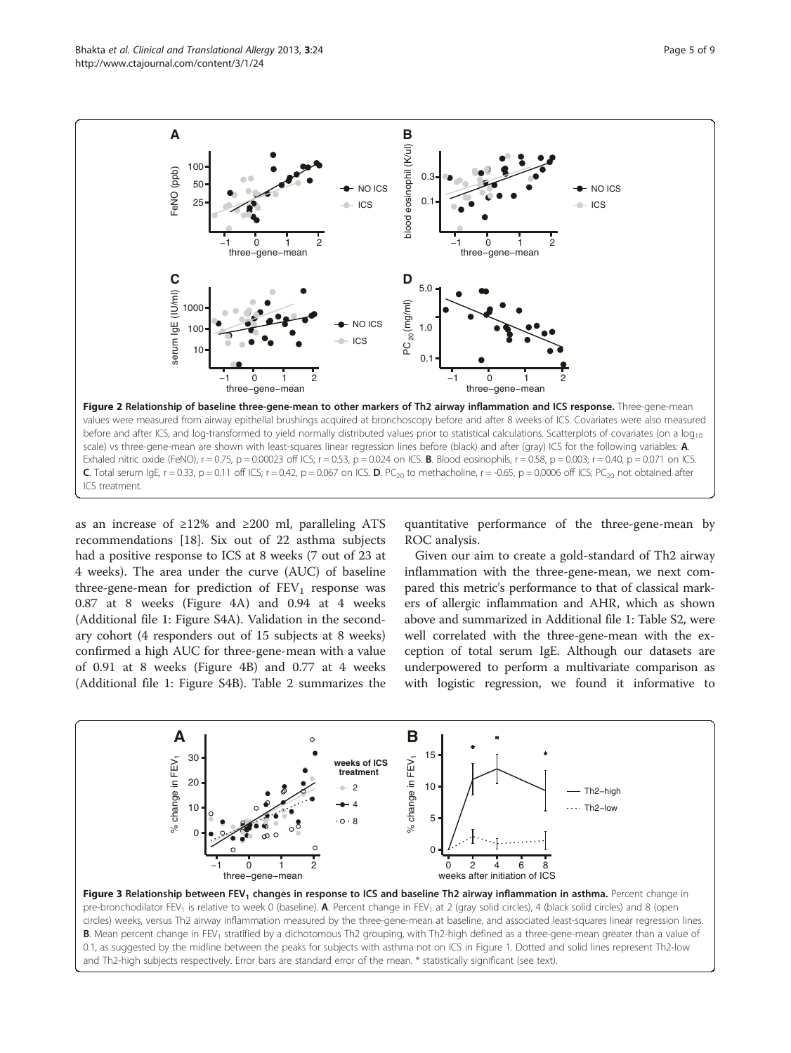**Figure 2 Relationship of baseline three-gene-mean to other markers of Th2 airway inflammation and ICS response.** Three-gene-mean values were measured from airway epithelial brushings acquired at bronchoscopy before and after 8 weeks of ICS. Covariates were also measured before and after ICS, and log-transformed to yield normally distributed values prior to statistical calculations. Scatterplots of covariates (on a $\log_{10}$ scale) vs three-gene-mean are shown with least-squares linear regression lines before (black) and after (gray) ICS for the following variables: **A**. Exhaled nitric oxide (FeNO), r = 0.75, p = 0.00023 off ICS; r = 0.53, p = 0.024 on ICS. **B**. Blood eosinophils, r = 0.58, p = 0.003; r = 0.40, p = 0.071 on ICS. **C**. Total serum IgE, r = 0.33, p = 0.11 off ICS; r = 0.42, p = 0.067 on ICS. **D**. $PC_{20}$ to methacholine, r = -0.65, p = 0.0006 off ICS; $PC_{20}$ not obtained after ICS treatment.

as an increase of ≥12% and ≥200 ml, paralleling ATS recommendations [18]. Six out of 22 asthma subjects had a positive response to ICS at 8 weeks (7 out of 23 at 4 weeks). The area under the curve (AUC) of baseline three-gene-mean for prediction of $FEV_1$ response was 0.87 at 8 weeks (Figure 4A) and 0.94 at 4 weeks (Additional file 1: Figure S4A). Validation in the secondary cohort (4 responders out of 15 subjects at 8 weeks) confirmed a high AUC for three-gene-mean with a value of 0.91 at 8 weeks (Figure 4B) and 0.77 at 4 weeks (Additional file 1: Figure S4B). Table 2 summarizes the quantitative performance of the three-gene-mean by ROC analysis.

Given our aim to create a gold-standard of Th2 airway inflammation with the three-gene-mean, we next compared this metric's performance to that of classical markers of allergic inflammation and AHR, which as shown above and summarized in Additional file 1: Table S2, were well correlated with the three-gene-mean with the exception of total serum IgE. Although our datasets are underpowered to perform a multivariate comparison as with logistic regression, we found it informative to

**Figure 3 Relationship between $FEV_1$ changes in response to ICS and baseline Th2 airway inflammation in asthma.** Percent change in pre-bronchodilator $FEV_1$ is relative to week 0 (baseline). **A**. Percent change in $FEV_1$ at 2 (gray solid circles), 4 (black solid circles) and 8 (open circles) weeks, versus Th2 airway inflammation measured by the three-gene-mean at baseline, and associated least-squares linear regression lines. **B**. Mean percent change in $FEV_1$ stratified by a dichotomous Th2 grouping, with Th2-high defined as a three-gene-mean greater than a value of 0.1, as suggested by the midline between the peaks for subjects with asthma not on ICS in Figure 1. Dotted and solid lines represent Th2-low and Th2-high subjects respectively. Error bars are standard error of the mean. * statistically significant (see text).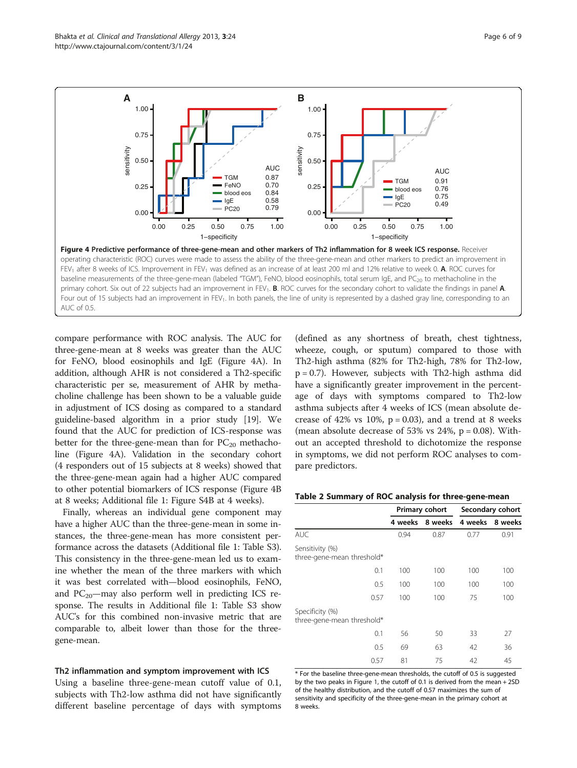**Figure 4 Predictive performance of three-gene-mean and other markers of Th2 inflammation for 8 week ICS response.** Receiver operating characteristic (ROC) curves were made to assess the ability of the three-gene-mean and other markers to predict an improvement in $FEV_1$ after 8 weeks of ICS. Improvement in $FEV_1$ was defined as an increase of at least 200 ml and 12% relative to week 0. **A**. ROC curves for baseline measurements of the three-gene-mean (labeled "TGM"), FeNO, blood eosinophils, total serum IgE, and $PC_{20}$ to methacholine in the primary cohort. Six out of 22 subjects had an improvement in $FEV_1$. **B**. ROC curves for the secondary cohort to validate the findings in panel **A**. Four out of 15 subjects had an improvement in $FEV_1$. In both panels, the line of unity is represented by a dashed gray line, corresponding to an AUC of 0.5.

compare performance with ROC analysis. The AUC for three-gene-mean at 8 weeks was greater than the AUC for FeNO, blood eosinophils and IgE (Figure 4A). In addition, although AHR is not considered a Th2-specific characteristic per se, measurement of AHR by methacholine challenge has been shown to be a valuable guide in adjustment of ICS dosing as compared to a standard guideline-based algorithm in a prior study [19]. We found that the AUC for prediction of ICS-response was better for the three-gene-mean than for $PC_{20}$ methacholine (Figure 4A). Validation in the secondary cohort (4 responders out of 15 subjects at 8 weeks) showed that the three-gene-mean again had a higher AUC compared to other potential biomarkers of ICS response (Figure 4B at 8 weeks; Additional file 1: Figure S4B at 4 weeks).

Finally, whereas an individual gene component may have a higher AUC than the three-gene-mean in some instances, the three-gene-mean has more consistent performance across the datasets (Additional file 1: Table S3). This consistency in the three-gene-mean led us to examine whether the mean of the three markers with which it was best correlated with—blood eosinophils, FeNO, and $PC_{20}$—may also perform well in predicting ICS response. The results in Additional file 1: Table S3 show AUC's for this combined non-invasive metric that are comparable to, albeit lower than those for the three-gene-mean.

### Th2 inflammation and symptom improvement with ICS

Using a baseline three-gene-mean cutoff value of 0.1, subjects with Th2-low asthma did not have significantly different baseline percentage of days with symptoms (defined as any shortness of breath, chest tightness, wheeze, cough, or sputum) compared to those with Th2-high asthma (82% for Th2-high, 78% for Th2-low, $p = 0.7$). However, subjects with Th2-high asthma did have a significantly greater improvement in the percentage of days with symptoms compared to Th2-low asthma subjects after 4 weeks of ICS (mean absolute decrease of 42% vs 10%, $p = 0.03$), and a trend at 8 weeks (mean absolute decrease of 53% vs 24%, $p = 0.08$). Without an accepted threshold to dichotomize the response in symptoms, we did not perform ROC analyses to compare predictors.

**Table 2 Summary of ROC analysis for three-gene-mean**

| | Primary cohort | | Secondary cohort | |
|---|---|---|---|---|
| | 4 weeks | 8 weeks | 4 weeks | 8 weeks |
| AUC | 0.94 | 0.87 | 0.77 | 0.91 |
| Sensitivity (%) three-gene-mean threshold* | | | | |
| 0.1 | 100 | 100 | 100 | 100 |
| 0.5 | 100 | 100 | 100 | 100 |
| 0.57 | 100 | 100 | 75 | 100 |
| Specificity (%) three-gene-mean threshold* | | | | |
| 0.1 | 56 | 50 | 33 | 27 |
| 0.5 | 69 | 63 | 42 | 36 |
| 0.57 | 81 | 75 | 42 | 45 |

\* For the baseline three-gene-mean thresholds, the cutoff of 0.5 is suggested by the two peaks in Figure 1, the cutoff of 0.1 is derived from the mean + 2SD of the healthy distribution, and the cutoff of 0.57 maximizes the sum of sensitivity and specificity of the three-gene-mean in the primary cohort at 8 weeks.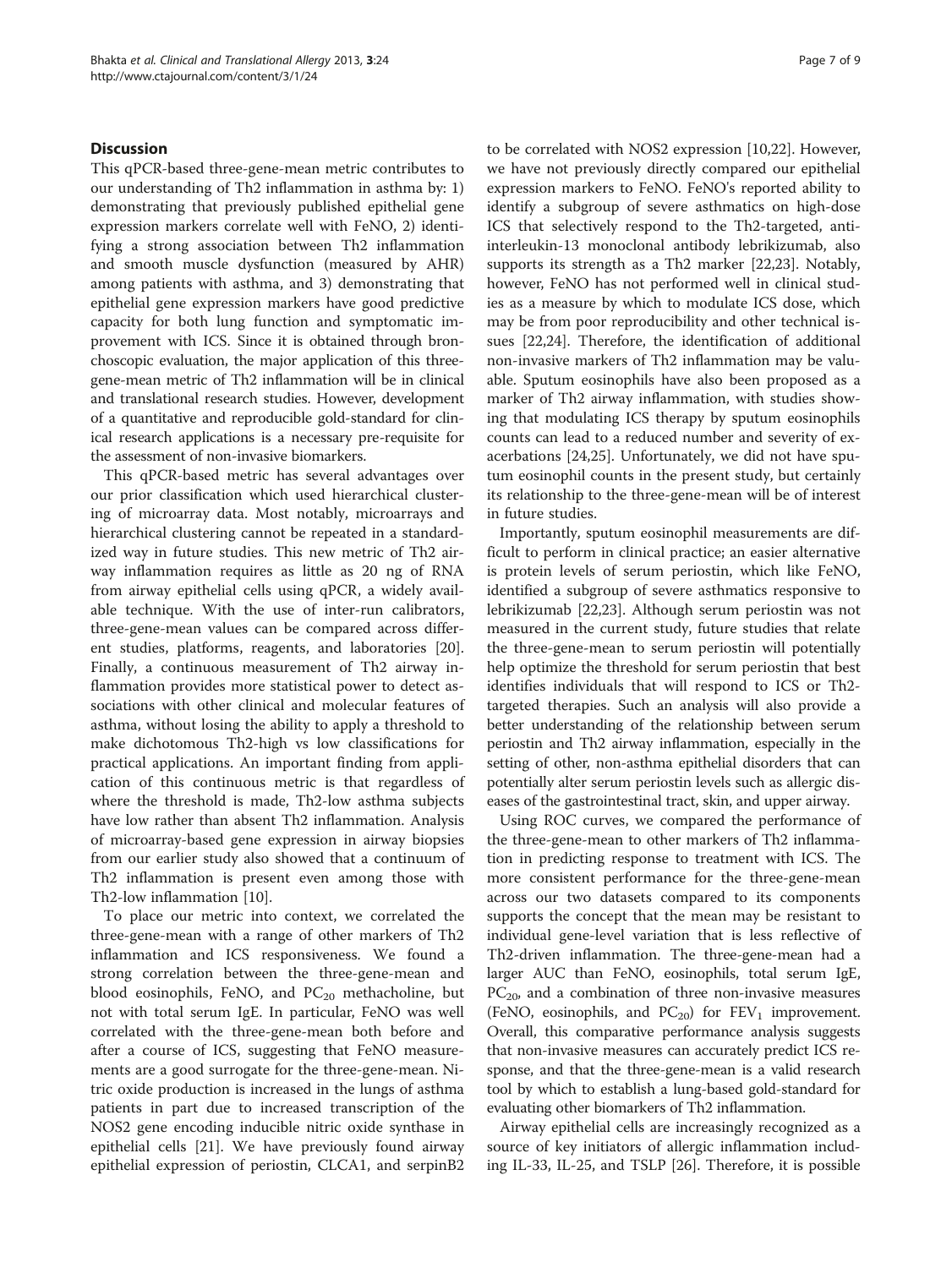## Discussion

This qPCR-based three-gene-mean metric contributes to our understanding of Th2 inflammation in asthma by: 1) demonstrating that previously published epithelial gene expression markers correlate well with FeNO, 2) identifying a strong association between Th2 inflammation and smooth muscle dysfunction (measured by AHR) among patients with asthma, and 3) demonstrating that epithelial gene expression markers have good predictive capacity for both lung function and symptomatic improvement with ICS. Since it is obtained through bronchoscopic evaluation, the major application of this three-gene-mean metric of Th2 inflammation will be in clinical and translational research studies. However, development of a quantitative and reproducible gold-standard for clinical research applications is a necessary pre-requisite for the assessment of non-invasive biomarkers.

This qPCR-based metric has several advantages over our prior classification which used hierarchical clustering of microarray data. Most notably, microarrays and hierarchical clustering cannot be repeated in a standardized way in future studies. This new metric of Th2 airway inflammation requires as little as 20 ng of RNA from airway epithelial cells using qPCR, a widely available technique. With the use of inter-run calibrators, three-gene-mean values can be compared across different studies, platforms, reagents, and laboratories [20]. Finally, a continuous measurement of Th2 airway inflammation provides more statistical power to detect associations with other clinical and molecular features of asthma, without losing the ability to apply a threshold to make dichotomous Th2-high vs low classifications for practical applications. An important finding from application of this continuous metric is that regardless of where the threshold is made, Th2-low asthma subjects have low rather than absent Th2 inflammation. Analysis of microarray-based gene expression in airway biopsies from our earlier study also showed that a continuum of Th2 inflammation is present even among those with Th2-low inflammation [10].

To place our metric into context, we correlated the three-gene-mean with a range of other markers of Th2 inflammation and ICS responsiveness. We found a strong correlation between the three-gene-mean and blood eosinophils, FeNO, and $PC_{20}$ methacholine, but not with total serum IgE. In particular, FeNO was well correlated with the three-gene-mean both before and after a course of ICS, suggesting that FeNO measurements are a good surrogate for the three-gene-mean. Nitric oxide production is increased in the lungs of asthma patients in part due to increased transcription of the NOS2 gene encoding inducible nitric oxide synthase in epithelial cells [21]. We have previously found airway epithelial expression of periostin, CLCA1, and serpinB2 to be correlated with NOS2 expression [10,22]. However, we have not previously directly compared our epithelial expression markers to FeNO. FeNO's reported ability to identify a subgroup of severe asthmatics on high-dose ICS that selectively respond to the Th2-targeted, anti-interleukin-13 monoclonal antibody lebrikizumab, also supports its strength as a Th2 marker [22,23]. Notably, however, FeNO has not performed well in clinical studies as a measure by which to modulate ICS dose, which may be from poor reproducibility and other technical issues [22,24]. Therefore, the identification of additional non-invasive markers of Th2 inflammation may be valuable. Sputum eosinophils have also been proposed as a marker of Th2 airway inflammation, with studies showing that modulating ICS therapy by sputum eosinophils counts can lead to a reduced number and severity of exacerbations [24,25]. Unfortunately, we did not have sputum eosinophil counts in the present study, but certainly its relationship to the three-gene-mean will be of interest in future studies.

Importantly, sputum eosinophil measurements are difficult to perform in clinical practice; an easier alternative is protein levels of serum periostin, which like FeNO, identified a subgroup of severe asthmatics responsive to lebrikizumab [22,23]. Although serum periostin was not measured in the current study, future studies that relate the three-gene-mean to serum periostin will potentially help optimize the threshold for serum periostin that best identifies individuals that will respond to ICS or Th2-targeted therapies. Such an analysis will also provide a better understanding of the relationship between serum periostin and Th2 airway inflammation, especially in the setting of other, non-asthma epithelial disorders that can potentially alter serum periostin levels such as allergic diseases of the gastrointestinal tract, skin, and upper airway.

Using ROC curves, we compared the performance of the three-gene-mean to other markers of Th2 inflammation in predicting response to treatment with ICS. The more consistent performance for the three-gene-mean across our two datasets compared to its components supports the concept that the mean may be resistant to individual gene-level variation that is less reflective of Th2-driven inflammation. The three-gene-mean had a larger AUC than FeNO, eosinophils, total serum IgE, $PC_{20}$, and a combination of three non-invasive measures (FeNO, eosinophils, and $PC_{20}$) for $FEV_1$ improvement. Overall, this comparative performance analysis suggests that non-invasive measures can accurately predict ICS response, and that the three-gene-mean is a valid research tool by which to establish a lung-based gold-standard for evaluating other biomarkers of Th2 inflammation.

Airway epithelial cells are increasingly recognized as a source of key initiators of allergic inflammation including IL-33, IL-25, and TSLP [26]. Therefore, it is possible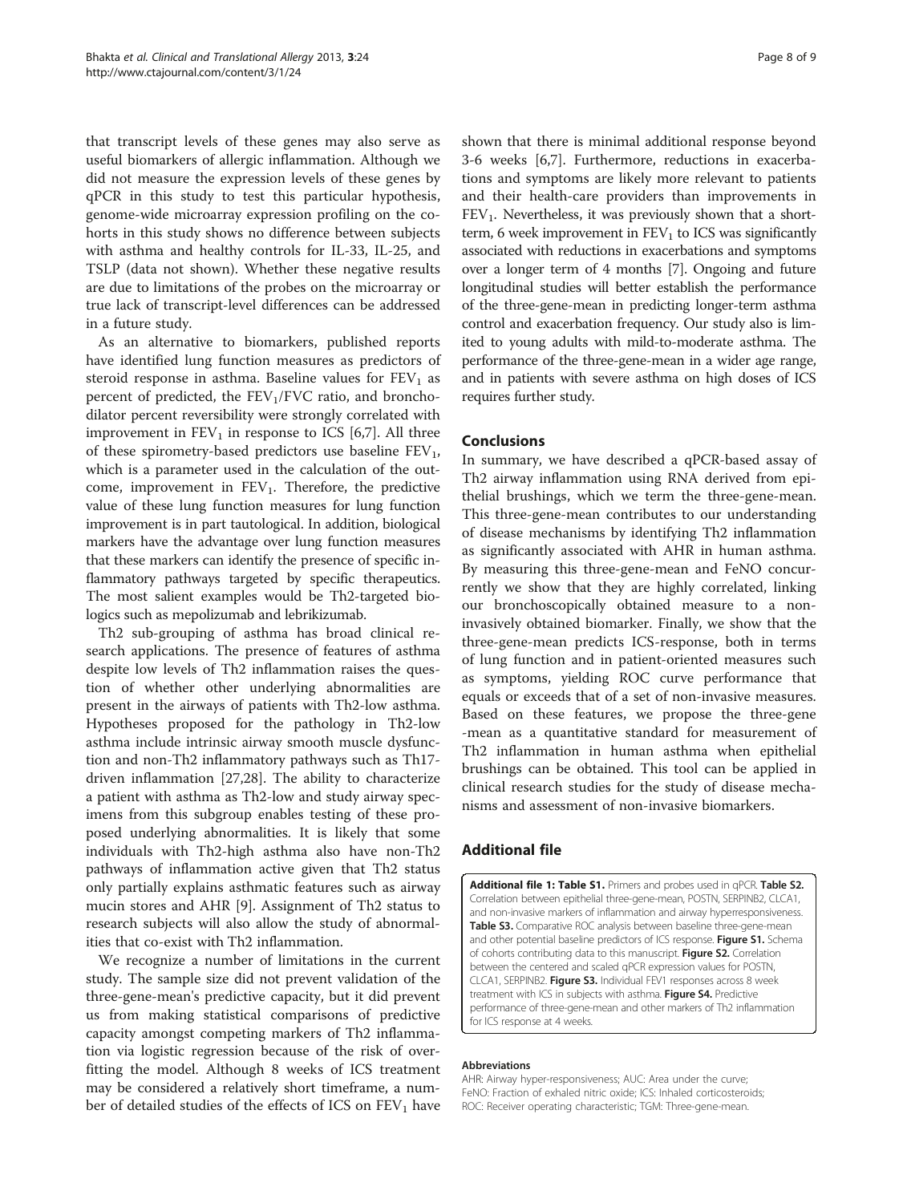that transcript levels of these genes may also serve as useful biomarkers of allergic inflammation. Although we did not measure the expression levels of these genes by qPCR in this study to test this particular hypothesis, genome-wide microarray expression profiling on the cohorts in this study shows no difference between subjects with asthma and healthy controls for IL-33, IL-25, and TSLP (data not shown). Whether these negative results are due to limitations of the probes on the microarray or true lack of transcript-level differences can be addressed in a future study.

As an alternative to biomarkers, published reports have identified lung function measures as predictors of steroid response in asthma. Baseline values for $FEV_1$ as percent of predicted, the $FEV_1$/FVC ratio, and bronchodilator percent reversibility were strongly correlated with improvement in $FEV_1$ in response to ICS [6,7]. All three of these spirometry-based predictors use baseline $FEV_1$, which is a parameter used in the calculation of the outcome, improvement in $FEV_1$. Therefore, the predictive value of these lung function measures for lung function improvement is in part tautological. In addition, biological markers have the advantage over lung function measures that these markers can identify the presence of specific inflammatory pathways targeted by specific therapeutics. The most salient examples would be Th2-targeted biologics such as mepolizumab and lebrikizumab.

Th2 sub-grouping of asthma has broad clinical research applications. The presence of features of asthma despite low levels of Th2 inflammation raises the question of whether other underlying abnormalities are present in the airways of patients with Th2-low asthma. Hypotheses proposed for the pathology in Th2-low asthma include intrinsic airway smooth muscle dysfunction and non-Th2 inflammatory pathways such as Th17-driven inflammation [27,28]. The ability to characterize a patient with asthma as Th2-low and study airway specimens from this subgroup enables testing of these proposed underlying abnormalities. It is likely that some individuals with Th2-high asthma also have non-Th2 pathways of inflammation active given that Th2 status only partially explains asthmatic features such as airway mucin stores and AHR [9]. Assignment of Th2 status to research subjects will also allow the study of abnormalities that co-exist with Th2 inflammation.

We recognize a number of limitations in the current study. The sample size did not prevent validation of the three-gene-mean's predictive capacity, but it did prevent us from making statistical comparisons of predictive capacity amongst competing markers of Th2 inflammation via logistic regression because of the risk of overfitting the model. Although 8 weeks of ICS treatment may be considered a relatively short timeframe, a number of detailed studies of the effects of ICS on $FEV_1$ have shown that there is minimal additional response beyond 3-6 weeks [6,7]. Furthermore, reductions in exacerbations and symptoms are likely more relevant to patients and their health-care providers than improvements in $FEV_1$. Nevertheless, it was previously shown that a short-term, 6 week improvement in $FEV_1$ to ICS was significantly associated with reductions in exacerbations and symptoms over a longer term of 4 months [7]. Ongoing and future longitudinal studies will better establish the performance of the three-gene-mean in predicting longer-term asthma control and exacerbation frequency. Our study also is limited to young adults with mild-to-moderate asthma. The performance of the three-gene-mean in a wider age range, and in patients with severe asthma on high doses of ICS requires further study.

## Conclusions

In summary, we have described a qPCR-based assay of Th2 airway inflammation using RNA derived from epithelial brushings, which we term the three-gene-mean. This three-gene-mean contributes to our understanding of disease mechanisms by identifying Th2 inflammation as significantly associated with AHR in human asthma. By measuring this three-gene-mean and FeNO concurrently we show that they are highly correlated, linking our bronchoscopically obtained measure to a non-invasively obtained biomarker. Finally, we show that the three-gene-mean predicts ICS-response, both in terms of lung function and in patient-oriented measures such as symptoms, yielding ROC curve performance that equals or exceeds that of a set of non-invasive measures. Based on these features, we propose the three-gene-mean as a quantitative standard for measurement of Th2 inflammation in human asthma when epithelial brushings can be obtained. This tool can be applied in clinical research studies for the study of disease mechanisms and assessment of non-invasive biomarkers.

## Additional file

**Additional file 1: Table S1.** Primers and probes used in qPCR. **Table S2.** Correlation between epithelial three-gene-mean, POSTN, SERPINB2, CLCA1, and non-invasive markers of inflammation and airway hyperresponsiveness. **Table S3.** Comparative ROC analysis between baseline three-gene-mean and other potential baseline predictors of ICS response. **Figure S1.** Schema of cohorts contributing data to this manuscript. **Figure S2.** Correlation between the centered and scaled qPCR expression values for POSTN, CLCA1, SERPINB2. **Figure S3.** Individual FEV1 responses across 8 week treatment with ICS in subjects with asthma. **Figure S4.** Predictive performance of three-gene-mean and other markers of Th2 inflammation for ICS response at 4 weeks.

#### Abbreviations

AHR: Airway hyper-responsiveness; AUC: Area under the curve; FeNO: Fraction of exhaled nitric oxide; ICS: Inhaled corticosteroids; ROC: Receiver operating characteristic; TGM: Three-gene-mean.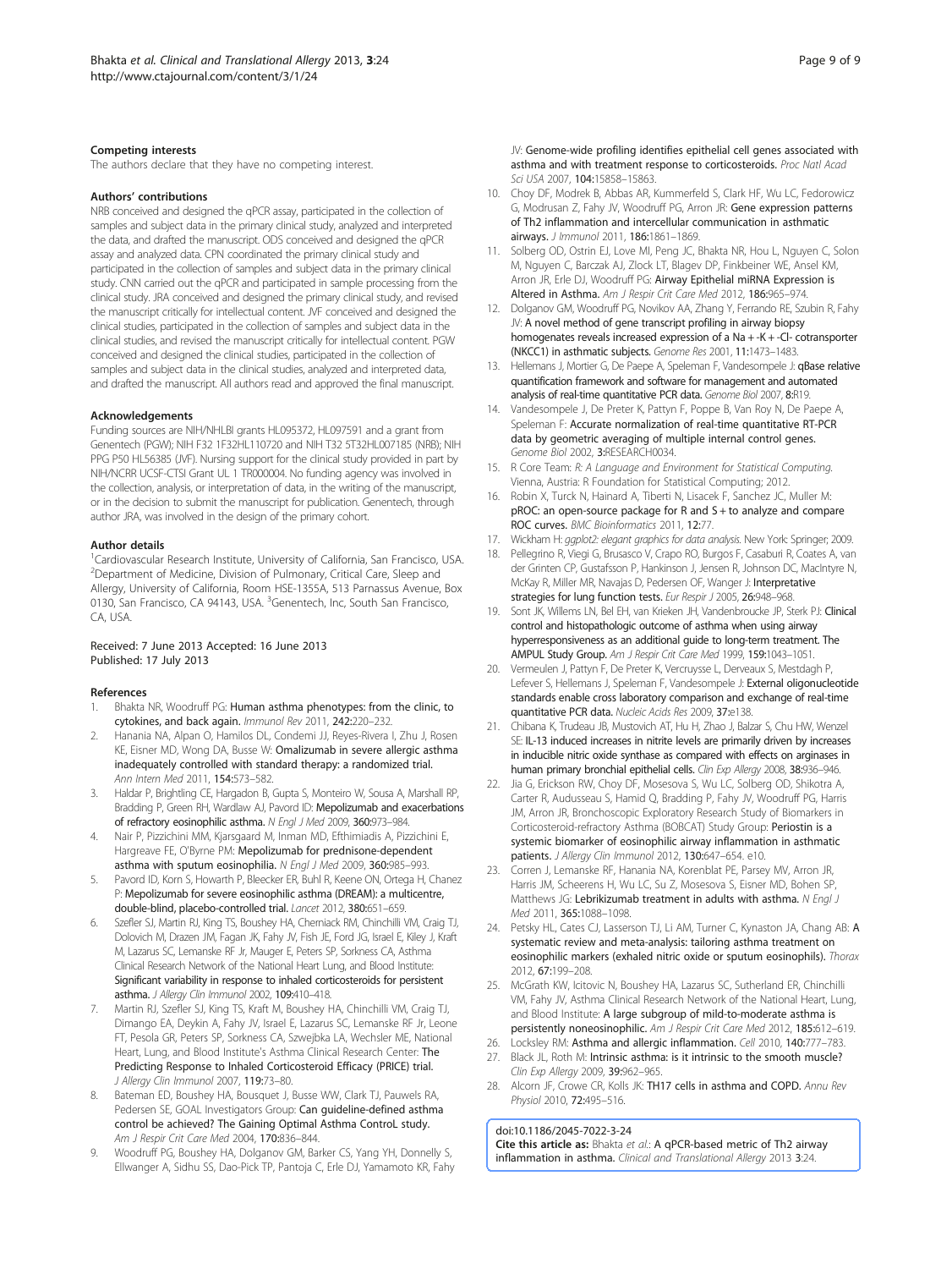### Competing interests

The authors declare that they have no competing interest.

### Authors' contributions

NRB conceived and designed the qPCR assay, participated in the collection of samples and subject data in the primary clinical study, analyzed and interpreted the data, and drafted the manuscript. ODS conceived and designed the qPCR assay and analyzed data. CPN coordinated the primary clinical study and participated in the collection of samples and subject data in the primary clinical study. CNN carried out the qPCR and participated in sample processing from the clinical study. JRA conceived and designed the primary clinical study, and revised the manuscript critically for intellectual content. JVF conceived and designed the clinical studies, participated in the collection of samples and subject data in the clinical studies, and revised the manuscript critically for intellectual content. PGW conceived and designed the clinical studies, participated in the collection of samples and subject data in the clinical studies, analyzed and interpreted data, and drafted the manuscript. All authors read and approved the final manuscript.

### Acknowledgements

Funding sources are NIH/NHLBI grants HL095372, HL097591 and a grant from Genentech (PGW); NIH F32 1F32HL110720 and NIH T32 5T32HL007185 (NRB); NIH PPG P50 HL56385 (JVF). Nursing support for the clinical study provided in part by NIH/NCRR UCSF-CTSI Grant UL 1 TR000004. No funding agency was involved in the collection, analysis, or interpretation of data, in the writing of the manuscript, or in the decision to submit the manuscript for publication. Genentech, through author JRA, was involved in the design of the primary cohort.

### Author details

[1]Cardiovascular Research Institute, University of California, San Francisco, USA. [2]Department of Medicine, Division of Pulmonary, Critical Care, Sleep and Allergy, University of California, Room HSE-1355A, 513 Parnassus Avenue, Box 0130, San Francisco, CA 94143, USA. [3]Genentech, Inc, South San Francisco, CA, USA.

Received: 7 June 2013 Accepted: 16 June 2013
Published: 17 July 2013

### References

1. Bhakta NR, Woodruff PG: **Human asthma phenotypes: from the clinic, to cytokines, and back again.** *Immunol Rev* 2011, **242:**220–232.
2. Hanania NA, Alpan O, Hamilos DL, Condemi JJ, Reyes-Rivera I, Zhu J, Rosen KE, Eisner MD, Wong DA, Busse W: **Omalizumab in severe allergic asthma inadequately controlled with standard therapy: a randomized trial.** *Ann Intern Med* 2011, **154:**573–582.
3. Haldar P, Brightling CE, Hargadon B, Gupta S, Monteiro W, Sousa A, Marshall RP, Bradding P, Green RH, Wardlaw AJ, Pavord ID: **Mepolizumab and exacerbations of refractory eosinophilic asthma.** *N Engl J Med* 2009, **360:**973–984.
4. Nair P, Pizzichini MM, Kjarsgaard M, Inman MD, Efthimiadis A, Pizzichini E, Hargreave FE, O'Byrne PM: **Mepolizumab for prednisone-dependent asthma with sputum eosinophilia.** *N Engl J Med* 2009, **360:**985–993.
5. Pavord ID, Korn S, Howarth P, Bleecker ER, Buhl R, Keene ON, Ortega H, Chanez P: **Mepolizumab for severe eosinophilic asthma (DREAM): a multicentre, double-blind, placebo-controlled trial.** *Lancet* 2012, **380:**651–659.
6. Szefler SJ, Martin RJ, King TS, Boushey HA, Cherniack RM, Chinchilli VM, Craig TJ, Dolovich M, Drazen JM, Fagan JK, Fahy JV, Fish JE, Ford JG, Israel E, Kiley J, Kraft M, Lazarus SC, Lemanske RF Jr, Mauger E, Peters SP, Sorkness CA, Asthma Clinical Research Network of the National Heart Lung, and Blood Institute: **Significant variability in response to inhaled corticosteroids for persistent asthma.** *J Allergy Clin Immunol* 2002, **109:**410–418.
7. Martin RJ, Szefler SJ, King TS, Kraft M, Boushey HA, Chinchilli VM, Craig TJ, Dimango EA, Deykin A, Fahy JV, Israel E, Lazarus SC, Lemanske RF Jr, Leone FT, Pesola GR, Peters SP, Sorkness CA, Szwejbka LA, Wechsler ME, National Heart, Lung, and Blood Institute's Asthma Clinical Research Center: **The Predicting Response to Inhaled Corticosteroid Efficacy (PRICE) trial.** *J Allergy Clin Immunol* 2007, **119:**73–80.
8. Bateman ED, Boushey HA, Bousquet J, Busse WW, Clark TJ, Pauwels RA, Pedersen SE, GOAL Investigators Group: **Can guideline-defined asthma control be achieved? The Gaining Optimal Asthma ControL study.** *Am J Respir Crit Care Med* 2004, **170:**836–844.
9. Woodruff PG, Boushey HA, Dolganov GM, Barker CS, Yang YH, Donnelly S, Ellwanger A, Sidhu SS, Dao-Pick TP, Pantoja C, Erle DJ, Yamamoto KR, Fahy JV: **Genome-wide profiling identifies epithelial cell genes associated with asthma and with treatment response to corticosteroids.** *Proc Natl Acad Sci USA* 2007, **104:**15858–15863.
10. Choy DF, Modrek B, Abbas AR, Kummerfeld S, Clark HF, Wu LC, Fedorowicz G, Modrusan Z, Fahy JV, Woodruff PG, Arron JR: **Gene expression patterns of Th2 inflammation and intercellular communication in asthmatic airways.** *J Immunol* 2011, **186:**1861–1869.
11. Solberg OD, Ostrin EJ, Love MI, Peng JC, Bhakta NR, Hou L, Nguyen C, Solon M, Nguyen C, Barczak AJ, Zlock LT, Blagev DP, Finkbeiner WE, Ansel KM, Arron JR, Erle DJ, Woodruff PG: **Airway Epithelial miRNA Expression is Altered in Asthma.** *Am J Respir Crit Care Med* 2012, **186:**965–974.
12. Dolganov GM, Woodruff PG, Novikov AA, Zhang Y, Ferrando RE, Szubin R, Fahy JV: **A novel method of gene transcript profiling in airway biopsy homogenates reveals increased expression of a Na + -K + -Cl- cotransporter (NKCC1) in asthmatic subjects.** *Genome Res* 2001, **11:**1473–1483.
13. Hellemans J, Mortier G, De Paepe A, Speleman F, Vandesompele J: **qBase relative quantification framework and software for management and automated analysis of real-time quantitative PCR data.** *Genome Biol* 2007, **8:**R19.
14. Vandesompele J, De Preter K, Pattyn F, Poppe B, Van Roy N, De Paepe A, Speleman F: **Accurate normalization of real-time quantitative RT-PCR data by geometric averaging of multiple internal control genes.** *Genome Biol* 2002, **3:**RESEARCH0034.
15. R Core Team: *R: A Language and Environment for Statistical Computing.* Vienna, Austria: R Foundation for Statistical Computing; 2012.
16. Robin X, Turck N, Hainard A, Tiberti N, Lisacek F, Sanchez JC, Muller M: **pROC: an open-source package for R and S + to analyze and compare ROC curves.** *BMC Bioinformatics* 2011, **12:**77.
17. Wickham H: *ggplot2: elegant graphics for data analysis.* New York: Springer; 2009.
18. Pellegrino R, Viegi G, Brusasco V, Crapo RO, Burgos F, Casaburi R, Coates A, van der Grinten CP, Gustafsson P, Hankinson J, Jensen R, Johnson DC, MacIntyre N, McKay R, Miller MR, Navajas D, Pedersen OF, Wanger J: **Interpretative strategies for lung function tests.** *Eur Respir J* 2005, **26:**948–968.
19. Sont JK, Willems LN, Bel EH, van Krieken JH, Vandenbroucke JP, Sterk PJ: **Clinical control and histopathologic outcome of asthma when using airway hyperresponsiveness as an additional guide to long-term treatment. The AMPUL Study Group.** *Am J Respir Crit Care Med* 1999, **159:**1043–1051.
20. Vermeulen J, Pattyn F, De Preter K, Vercruysse L, Derveaux S, Mestdagh P, Lefever S, Hellemans J, Speleman F, Vandesompele J: **External oligonucleotide standards enable cross laboratory comparison and exchange of real-time quantitative PCR data.** *Nucleic Acids Res* 2009, **37:**e138.
21. Chibana K, Trudeau JB, Mustovich AT, Hu H, Zhao J, Balzar S, Chu HW, Wenzel SE: **IL-13 induced increases in nitrite levels are primarily driven by increases in inducible nitric oxide synthase as compared with effects on arginases in human primary bronchial epithelial cells.** *Clin Exp Allergy* 2008, **38:**936–946.
22. Jia G, Erickson RW, Choy DF, Mosesova S, Wu LC, Solberg OD, Shikotra A, Carter R, Audusseau S, Hamid Q, Bradding P, Fahy JV, Woodruff PG, Harris JM, Arron JR, Bronchoscopic Exploratory Research Study of Biomarkers in Corticosteroid-refractory Asthma (BOBCAT) Study Group: **Periostin is a systemic biomarker of eosinophilic airway inflammation in asthmatic patients.** *J Allergy Clin Immunol* 2012, **130:**647–654. e10.
23. Corren J, Lemanske RF, Hanania NA, Korenblat PE, Parsey MV, Arron JR, Harris JM, Scheerens H, Wu LC, Su Z, Mosesova S, Eisner MD, Bohen SP, Matthews JG: **Lebrikizumab treatment in adults with asthma.** *N Engl J Med* 2011, **365:**1088–1098.
24. Petsky HL, Cates CJ, Lasserson TJ, Li AM, Turner C, Kynaston JA, Chang AB: **A systematic review and meta-analysis: tailoring asthma treatment on eosinophilic markers (exhaled nitric oxide or sputum eosinophils).** *Thorax* 2012, **67:**199–208.
25. McGrath KW, Icitovic N, Boushey HA, Lazarus SC, Sutherland ER, Chinchilli VM, Fahy JV, Asthma Clinical Research Network of the National Heart, Lung, and Blood Institute: **A large subgroup of mild-to-moderate asthma is persistently noneosinophilic.** *Am J Respir Crit Care Med* 2012, **185:**612–619.
26. Locksley RM: **Asthma and allergic inflammation.** *Cell* 2010, **140:**777–783.
27. Black JL, Roth M: **Intrinsic asthma: is it intrinsic to the smooth muscle?** *Clin Exp Allergy* 2009, **39:**962–965.
28. Alcorn JF, Crowe CR, Kolls JK: **TH17 cells in asthma and COPD.** *Annu Rev Physiol* 2010, **72:**495–516.

doi:10.1186/2045-7022-3-24

**Cite this article as:** Bhakta *et al.*: A qPCR-based metric of Th2 airway inflammation in asthma. *Clinical and Translational Allergy* 2013 **3**:24.